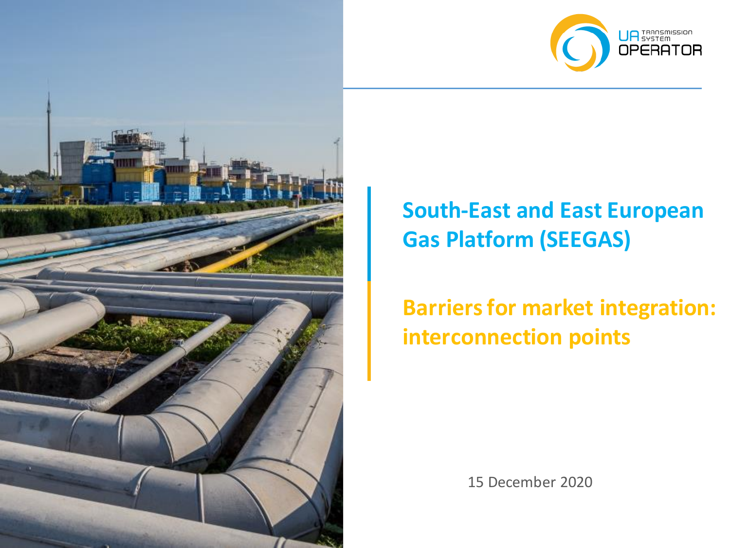UA TRANSMISSION SYSTEM OPERATOR

# South-East and East European Gas Platform (SEEGAS)

## Barriers for market integration: interconnection points

15 December 2020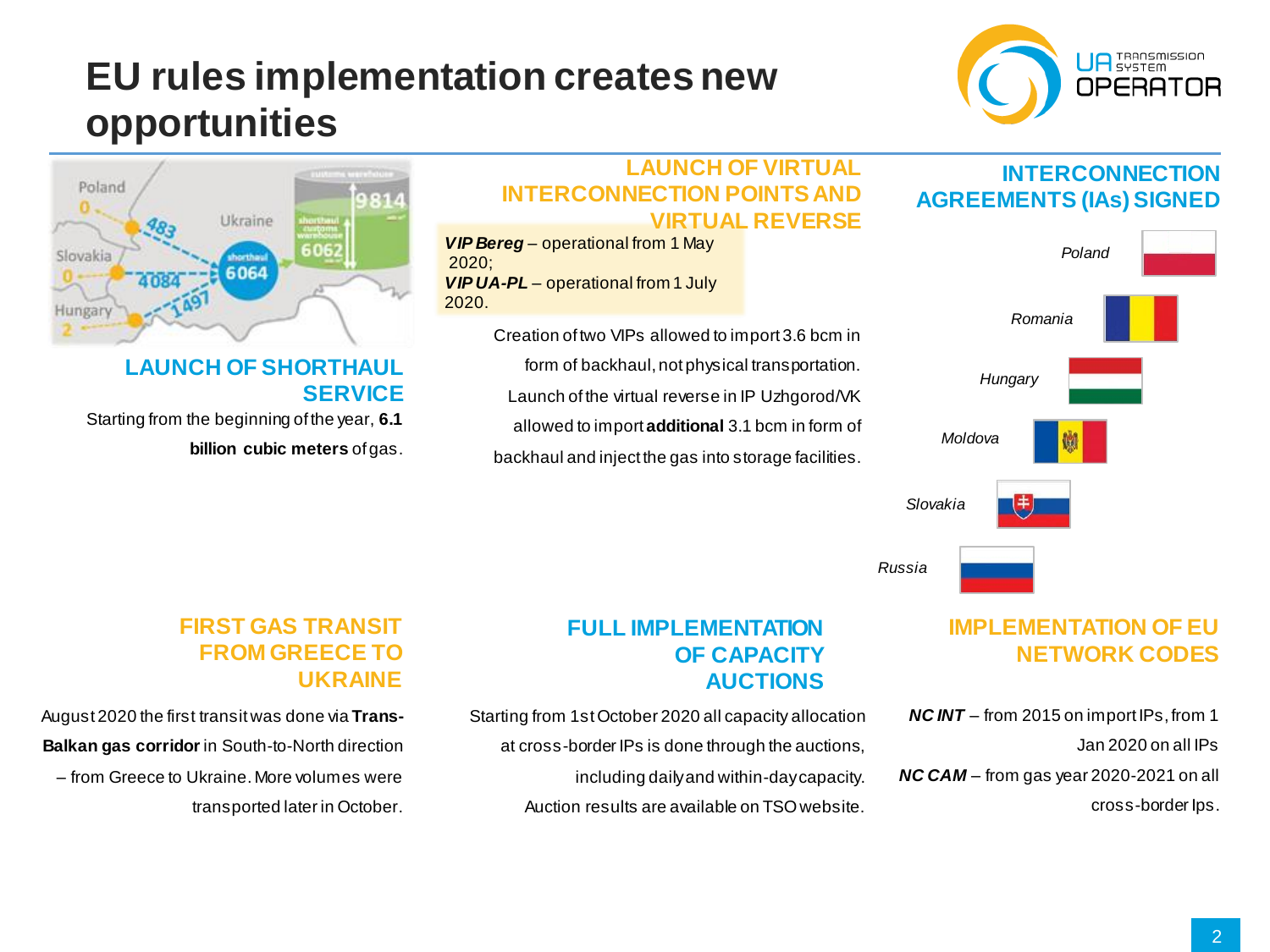# EU rules implementation creates new opportunities

Poland 0 · 483 · Ukraine · 9814 · Slovakia 0 · 4084 · shorthaul 6064 · shorthaul customs warehouse 6062 · Hungary 2 · 1497

## LAUNCH OF SHORTHAUL SERVICE

Starting from the beginning of the year, **6.1 billion cubic meters** of gas.

## LAUNCH OF VIRTUAL INTERCONNECTION POINTS AND VIRTUAL REVERSE

***VIP Bereg*** – operational from 1 May 2020;
***VIP UA-PL*** – operational from 1 July 2020.

Creation of two VIPs allowed to import 3.6 bcm in form of backhaul, not physical transportation. Launch of the virtual reverse in IP Uzhgorod/VK allowed to import **additional** 3.1 bcm in form of backhaul and inject the gas into storage facilities.

## INTERCONNECTION AGREEMENTS (IAs) SIGNED

- *Poland*
- *Romania*
- *Hungary*
- *Moldova*
- *Slovakia*
- *Russia*

## FIRST GAS TRANSIT FROM GREECE TO UKRAINE

August 2020 the first transit was done via **Trans-Balkan gas corridor** in South-to-North direction – from Greece to Ukraine. More volumes were transported later in October.

## FULL IMPLEMENTATION OF CAPACITY AUCTIONS

Starting from 1st October 2020 all capacity allocation at cross-border IPs is done through the auctions, including daily and within-day capacity. Auction results are available on TSO website.

## IMPLEMENTATION OF EU NETWORK CODES

***NC INT*** – from 2015 on import IPs, from 1 Jan 2020 on all IPs

***NC CAM*** – from gas year 2020-2021 on all cross-border Ips.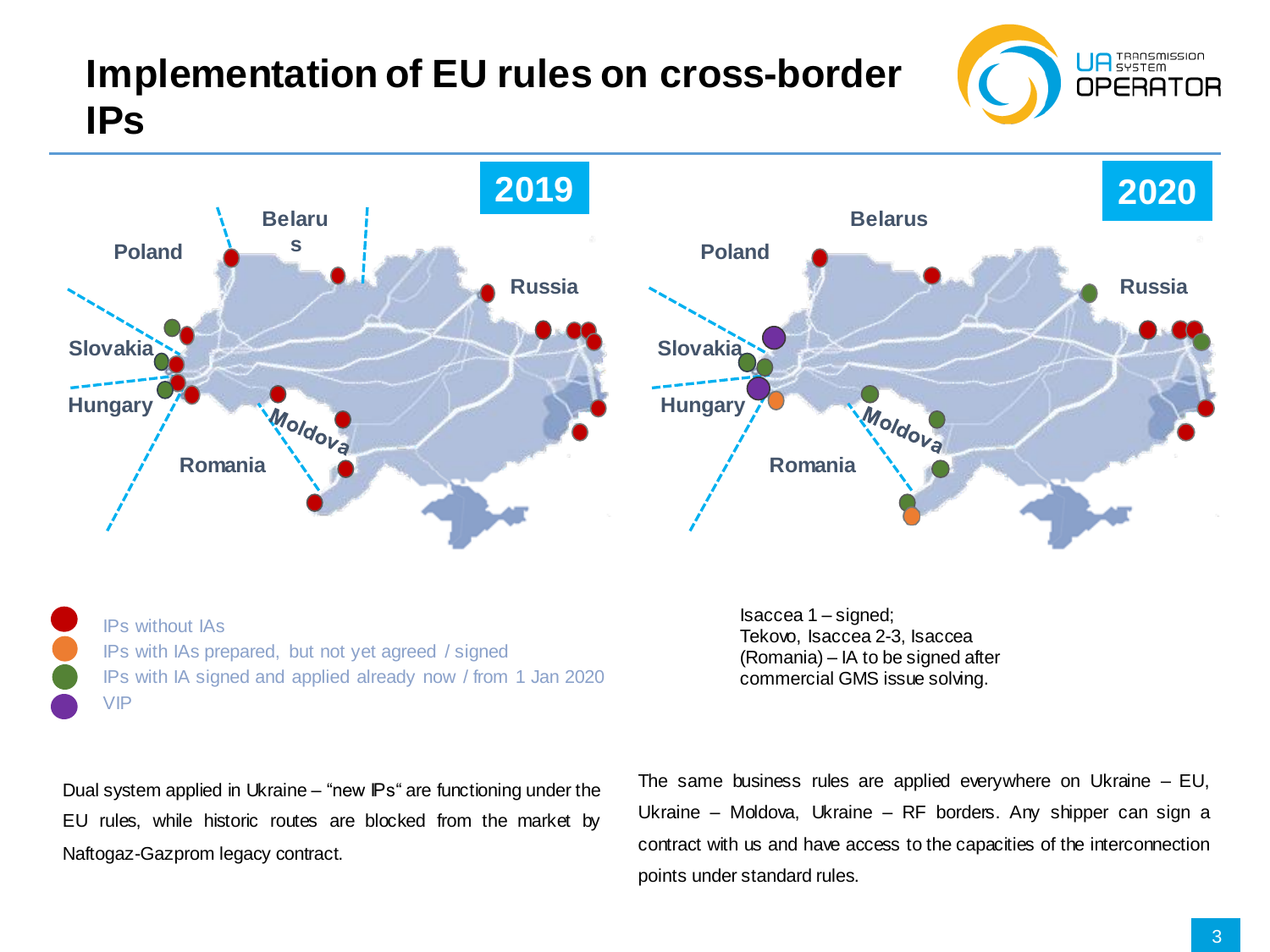# Implementation of EU rules on cross-border IPs

**2019**

**2020**

- IPs without IAs
- IPs with IAs prepared, but not yet agreed / signed
- IPs with IA signed and applied already now / from 1 Jan 2020
- VIP

Isaccea 1 – signed;
Tekovo, Isaccea 2-3, Isaccea (Romania) – IA to be signed after commercial GMS issue solving.

Dual system applied in Ukraine – "new IPs" are functioning under the EU rules, while historic routes are blocked from the market by Naftogaz-Gazprom legacy contract.

The same business rules are applied everywhere on Ukraine – EU, Ukraine – Moldova, Ukraine – RF borders. Any shipper can sign a contract with us and have access to the capacities of the interconnection points under standard rules.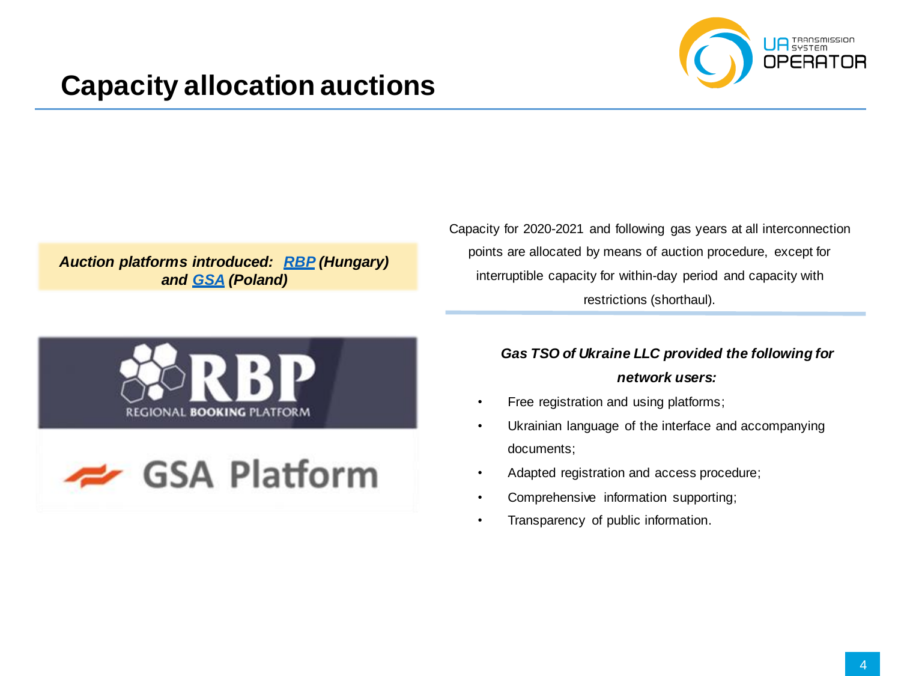# Capacity allocation auctions

***Auction platforms introduced: RBP (Hungary) and GSA (Poland)***

Capacity for 2020-2021 and following gas years at all interconnection points are allocated by means of auction procedure, except for interruptible capacity for within-day period and capacity with restrictions (shorthaul).

***Gas TSO of Ukraine LLC provided the following for network users:***

- Free registration and using platforms;
- Ukrainian language of the interface and accompanying documents;
- Adapted registration and access procedure;
- Comprehensive information supporting;
- Transparency of public information.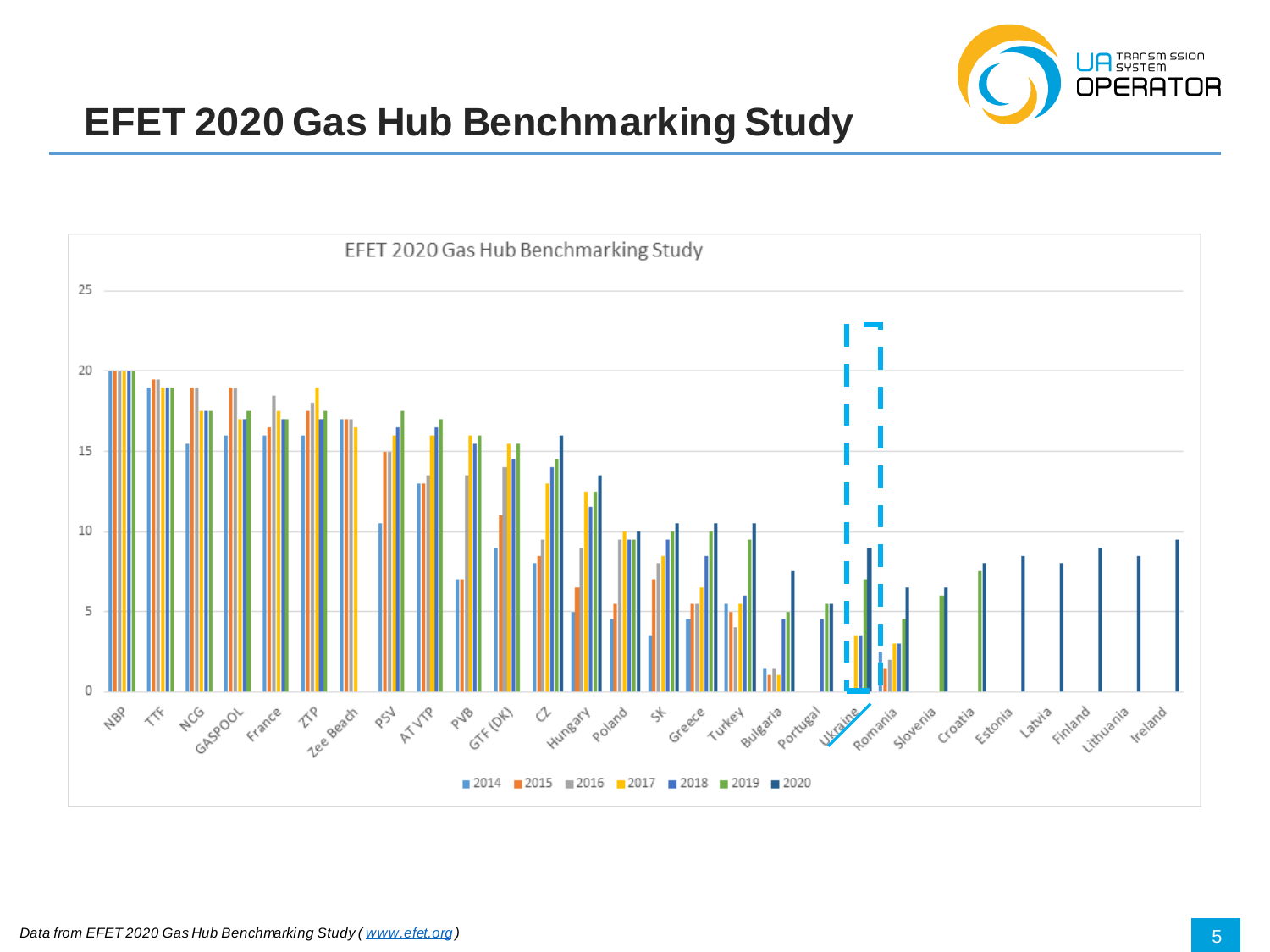# EFET 2020 Gas Hub Benchmarking Study

EFET 2020 Gas Hub Benchmarking Study

*Data from EFET 2020 Gas Hub Benchmarking Study ( [www.efet.org](http://www.efet.org) )*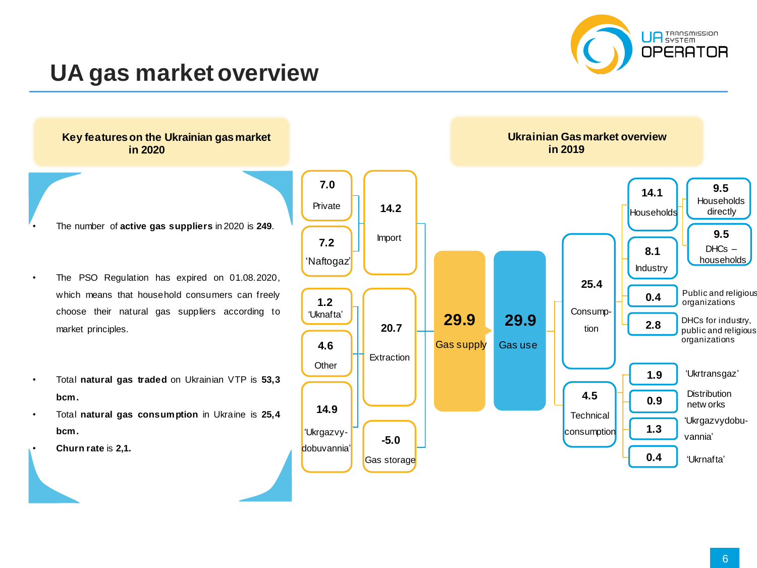# UA gas market overview

## Key features on the Ukrainian gas market in 2020

- The number of **active gas suppliers** in 2020 is **249**.
- The PSO Regulation has expired on 01.08.2020, which means that household consumers can freely choose their natural gas suppliers according to market principles.
- Total **natural gas traded** on Ukrainian VTP is **53,3 bcm.**
- Total **natural gas consumption** in Ukraine is **25,4 bcm.**
- **Churn rate** is **2,1.**

## Ukrainian Gas market overview in 2019

**29.9** Gas supply

- **14.2** Import
  - **7.0** Private
  - **7.2** 'Naftogaz'
- **20.7** Extraction
  - **1.2** 'Uknafta'
  - **4.6** Other
  - **14.9** 'Ukrgazvydobuvannia'
- **-5.0** Gas storage

**29.9** Gas use

- **25.4** Consumption
  - **14.1** Households
    - **9.5** Households directly
    - **9.5** DHCs – households
  - **8.1** Industry
  - **0.4** Public and religious organizations
  - **2.8** DHCs for industry, public and religious organizations
- **4.5** Technical consumption
  - **1.9** 'Ukrtransgaz'
  - **0.9** Distribution networks
  - **1.3** 'Ukrgazvydobuvannia'
  - **0.4** 'Ukrnafta'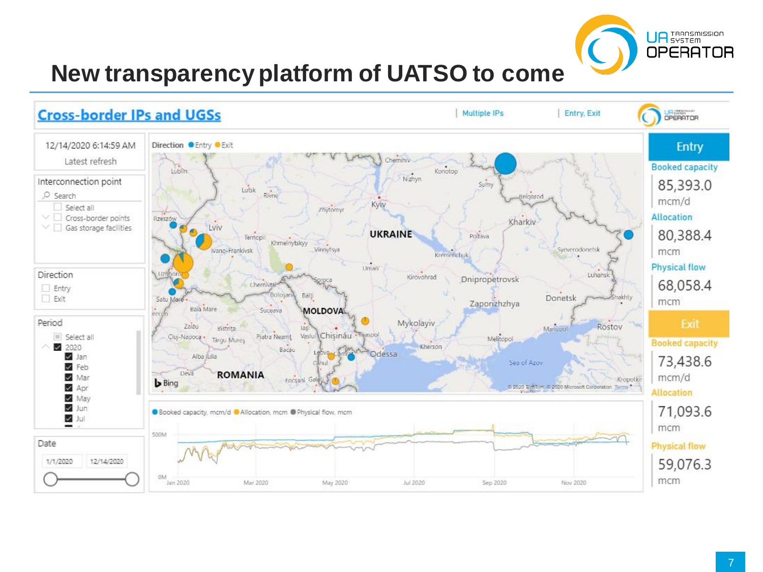# New transparency platform of UATSO to come

## Cross-border IPs and UGSs

| Multiple IPs | Entry, Exit |

12/14/2020 6:14:59 AM
Latest refresh

**Interconnection point**

- Search
- Select all
- Cross-border points
- Gas storage facilities

**Direction**

- Entry
- Exit

**Period**

- Select all
- 2020
  - Jan
  - Feb
  - Mar
  - Apr
  - May
  - Jun
  - Jul

**Date**

1/1/2020 – 12/14/2020

Direction ● Entry ● Exit

● Booked capacity, mcm/d ● Allocation, mcm ● Physical flow, mcm

**Entry**

| Booked capacity | 85,393.0 mcm/d |
| --- | --- |
| Allocation | 80,388.4 mcm |
| Physical flow | 68,058.4 mcm |

**Exit**

| Booked capacity | 73,438.6 mcm/d |
| --- | --- |
| Allocation | 71,093.6 mcm |
| Physical flow | 59,076.3 mcm |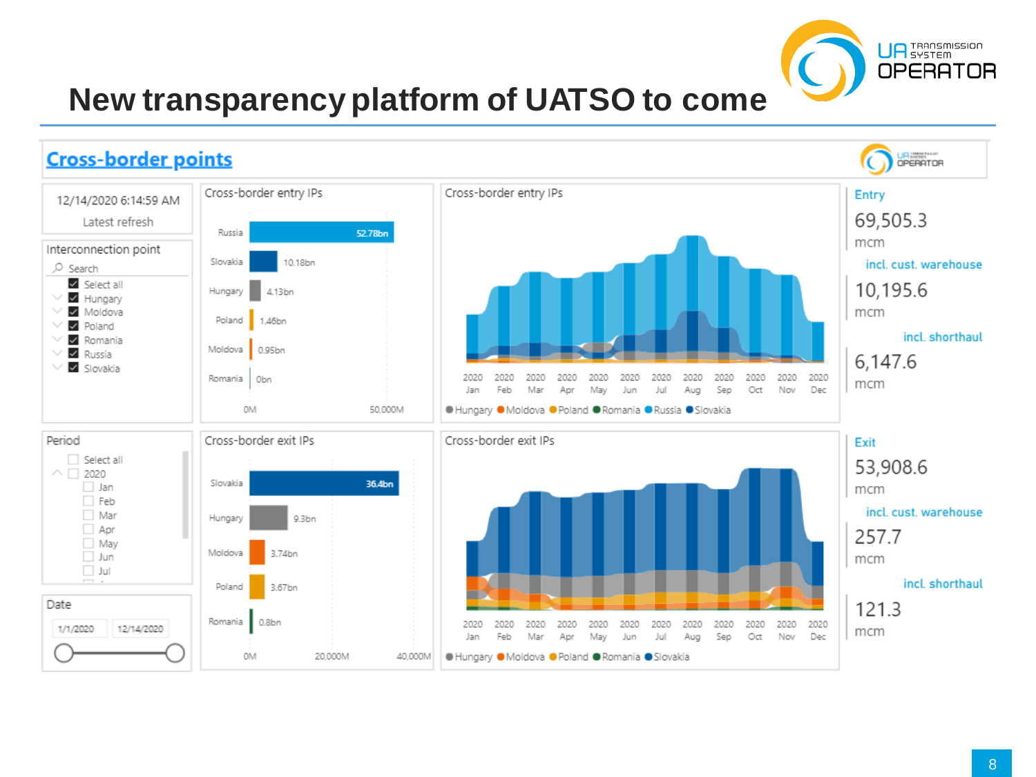# New transparency platform of UATSO to come

## Cross-border points

12/14/2020 6:14:59 AM

Latest refresh

**Interconnection point**

- Select all
- Hungary
- Moldova
- Poland
- Romania
- Russia
- Slovakia

**Period**

- Select all
- 2020
  - Jan
  - Feb
  - Mar
  - Apr
  - May
  - Jun
  - Jul

**Date**

1/1/2020 – 12/14/2020

### Cross-border entry IPs

| IP | Value |
| --- | --- |
| Russia | 52.78bn |
| Slovakia | 10.18bn |
| Hungary | 4.13bn |
| Poland | 1.46bn |
| Moldova | 0.95bn |
| Romania | 0bn |

### Cross-border exit IPs

| IP | Value |
| --- | --- |
| Slovakia | 36.4bn |
| Hungary | 9.3bn |
| Moldova | 3.74bn |
| Poland | 3.67bn |
| Romania | 0.8bn |

**Entry**

69,505.3 mcm

incl. cust. warehouse

10,195.6 mcm

incl. shorthaul

6,147.6 mcm

**Exit**

53,908.6 mcm

incl. cust. warehouse

257.7 mcm

incl. shorthaul

121.3 mcm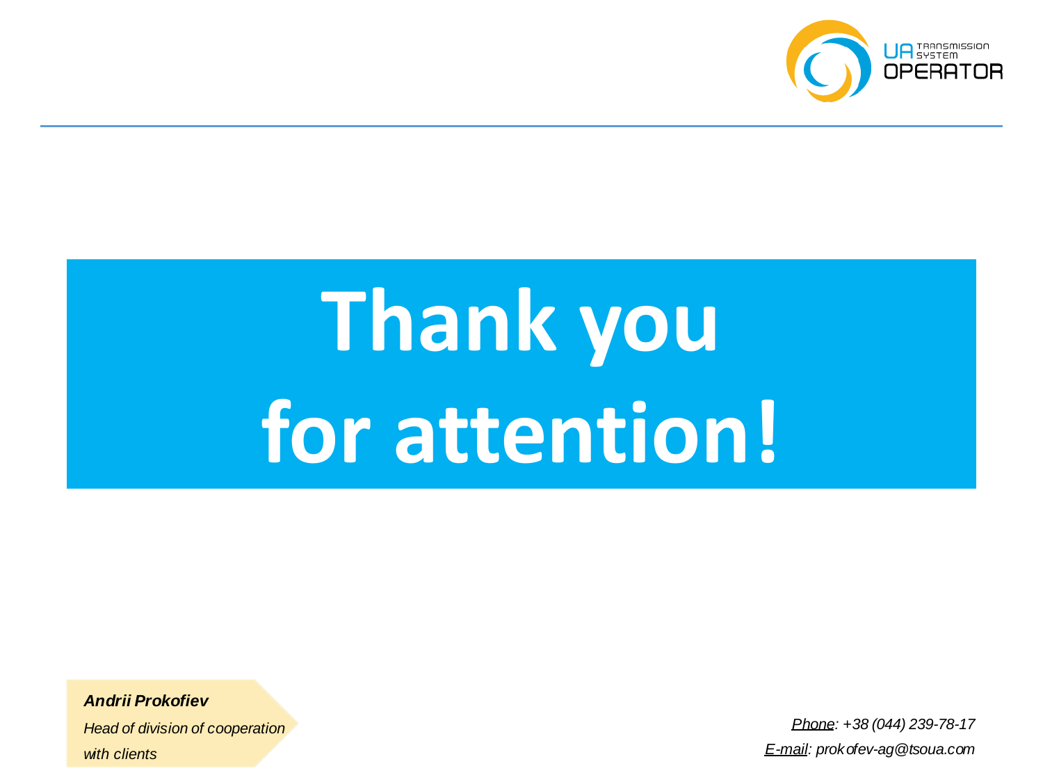# Thank you for attention!

***Andrii Prokofiev***

*Head of division of cooperation with clients*

*Phone: +38 (044) 239-78-17*

*E-mail: prokofev-ag@tsoua.com*